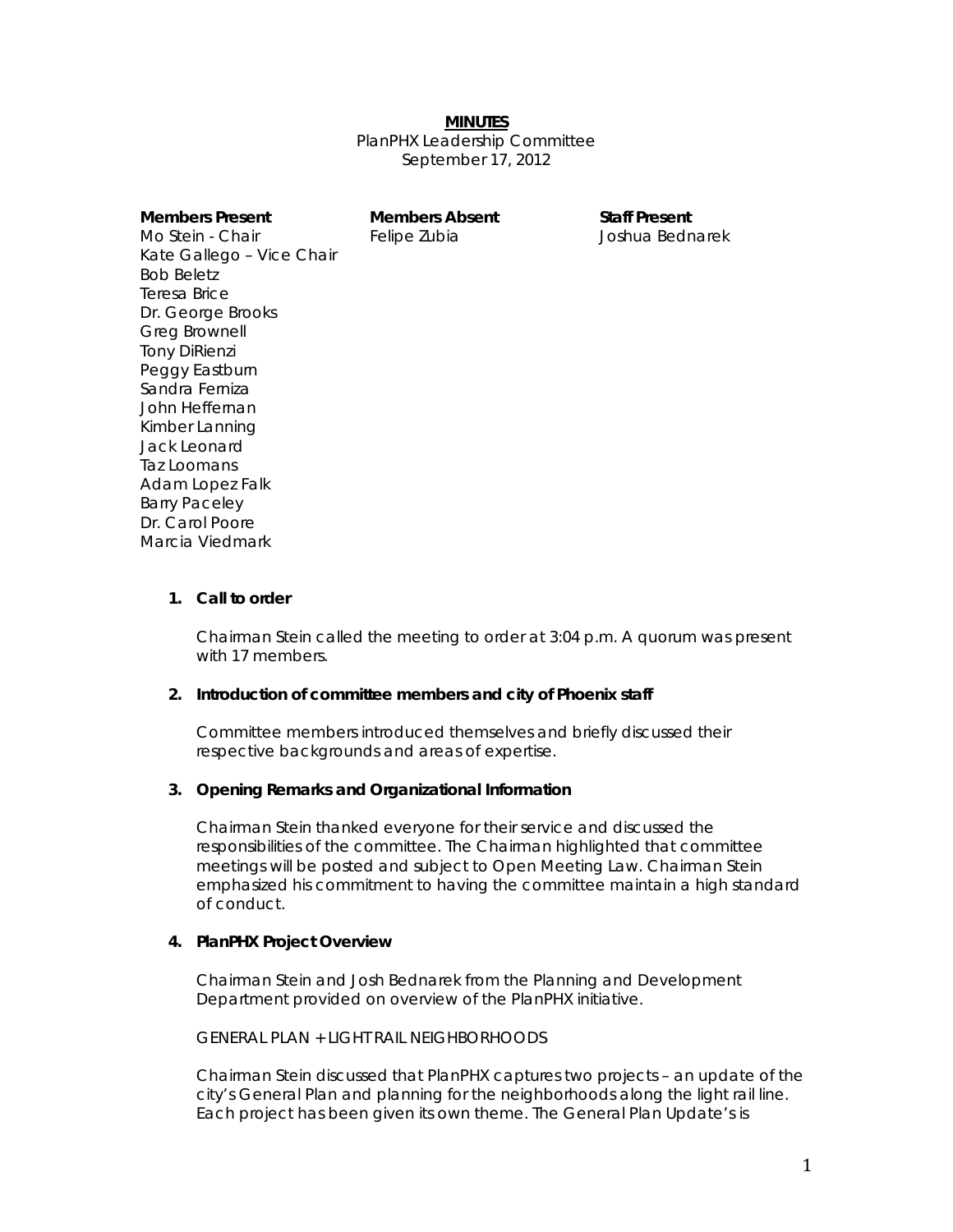**MINUTES**

PlanPHX Leadership Committee
September 17, 2012

| Members Present | Members Absent | Staff Present |
|---|---|---|
| Mo Stein - Chair | Felipe Zubia | Joshua Bednarek |
| Kate Gallego – Vice Chair | | |
| Bob Beletz | | |
| Teresa Brice | | |
| Dr. George Brooks | | |
| Greg Brownell | | |
| Tony DiRienzi | | |
| Peggy Eastburn | | |
| Sandra Ferniza | | |
| John Heffernan | | |
| Kimber Lanning | | |
| Jack Leonard | | |
| Taz Loomans | | |
| Adam Lopez Falk | | |
| Barry Paceley | | |
| Dr. Carol Poore | | |
| Marcia Viedmark | | |

1. **Call to order**

   Chairman Stein called the meeting to order at 3:04 p.m. A quorum was present with 17 members.

2. **Introduction of committee members and city of Phoenix staff**

   Committee members introduced themselves and briefly discussed their respective backgrounds and areas of expertise.

3. **Opening Remarks and Organizational Information**

   Chairman Stein thanked everyone for their service and discussed the responsibilities of the committee. The Chairman highlighted that committee meetings will be posted and subject to Open Meeting Law. Chairman Stein emphasized his commitment to having the committee maintain a high standard of conduct.

4. **PlanPHX Project Overview**

   Chairman Stein and Josh Bednarek from the Planning and Development Department provided on overview of the PlanPHX initiative.

   GENERAL PLAN + LIGHT RAIL NEIGHBORHOODS

   Chairman Stein discussed that PlanPHX captures two projects – an update of the city's General Plan and planning for the neighborhoods along the light rail line. Each project has been given its own theme. The General Plan Update's is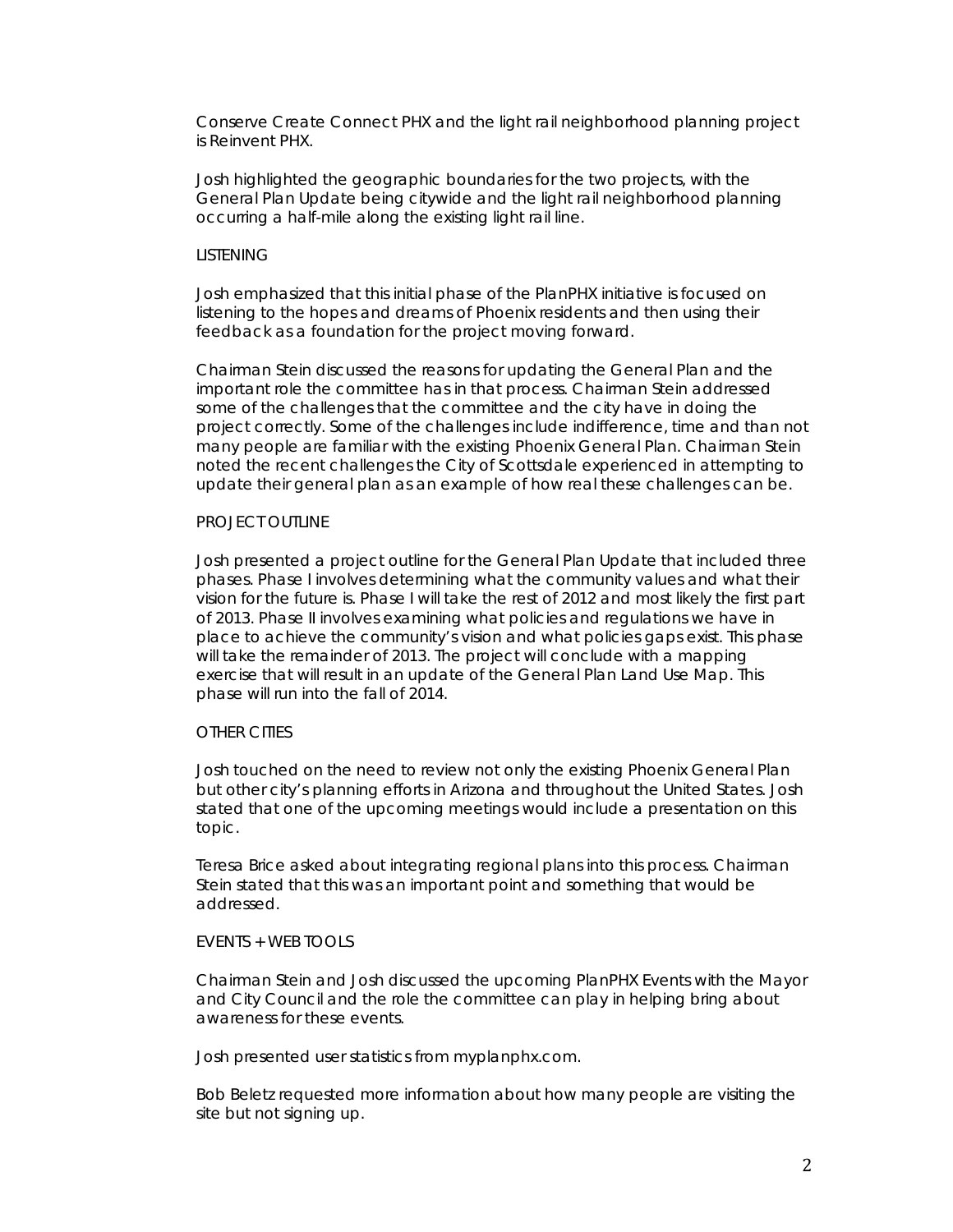Conserve Create Connect PHX and the light rail neighborhood planning project is Reinvent PHX.

Josh highlighted the geographic boundaries for the two projects, with the General Plan Update being citywide and the light rail neighborhood planning occurring a half-mile along the existing light rail line.

LISTENING

Josh emphasized that this initial phase of the PlanPHX initiative is focused on listening to the hopes and dreams of Phoenix residents and then using their feedback as a foundation for the project moving forward.

Chairman Stein discussed the reasons for updating the General Plan and the important role the committee has in that process. Chairman Stein addressed some of the challenges that the committee and the city have in doing the project correctly. Some of the challenges include indifference, time and than not many people are familiar with the existing Phoenix General Plan. Chairman Stein noted the recent challenges the City of Scottsdale experienced in attempting to update their general plan as an example of how real these challenges can be.

PROJECT OUTLINE

Josh presented a project outline for the General Plan Update that included three phases. Phase I involves determining what the community values and what their vision for the future is. Phase I will take the rest of 2012 and most likely the first part of 2013. Phase II involves examining what policies and regulations we have in place to achieve the community's vision and what policies gaps exist. This phase will take the remainder of 2013. The project will conclude with a mapping exercise that will result in an update of the General Plan Land Use Map. This phase will run into the fall of 2014.

OTHER CITIES

Josh touched on the need to review not only the existing Phoenix General Plan but other city's planning efforts in Arizona and throughout the United States. Josh stated that one of the upcoming meetings would include a presentation on this topic.

Teresa Brice asked about integrating regional plans into this process. Chairman Stein stated that this was an important point and something that would be addressed.

EVENTS + WEB TOOLS

Chairman Stein and Josh discussed the upcoming PlanPHX Events with the Mayor and City Council and the role the committee can play in helping bring about awareness for these events.

Josh presented user statistics from myplanphx.com.

Bob Beletz requested more information about how many people are visiting the site but not signing up.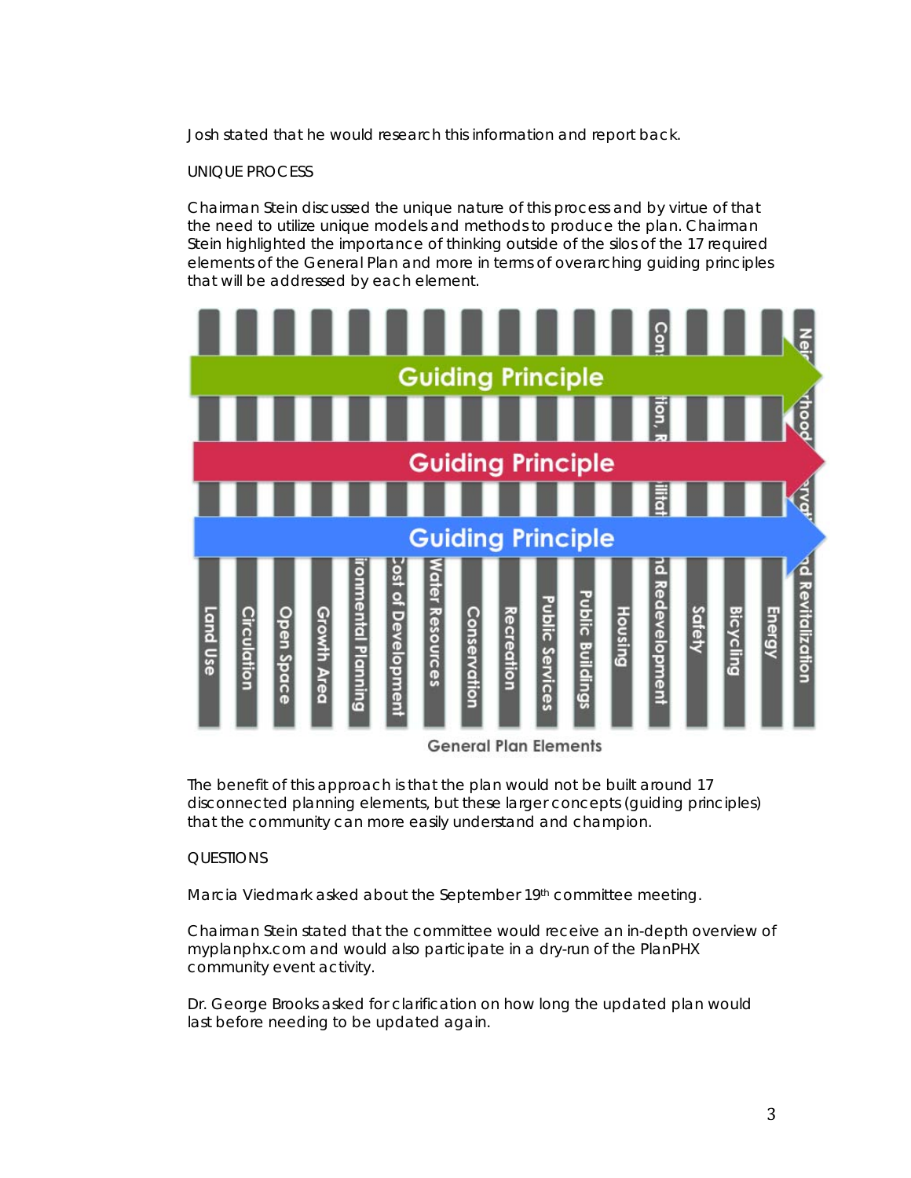Josh stated that he would research this information and report back.

UNIQUE PROCESS

Chairman Stein discussed the unique nature of this process and by virtue of that the need to utilize unique models and methods to produce the plan. Chairman Stein highlighted the importance of thinking outside of the silos of the 17 required elements of the General Plan and more in terms of overarching guiding principles that will be addressed by each element.

Guiding Principle

Guiding Principle

Guiding Principle

Land Use | Circulation | Open Space | Growth Area | Environmental Planning | Cost of Development | Water Resources | Conservation | Recreation | Public Services | Public Buildings | Housing | Conservation, Rehabilitation and Redevelopment | Safety | Bicycling | Energy | Neighborhood Preservation and Revitalization

General Plan Elements

The benefit of this approach is that the plan would not be built around 17 disconnected planning elements, but these larger concepts (guiding principles) that the community can more easily understand and champion.

QUESTIONS

Marcia Viedmark asked about the September 19th committee meeting.

Chairman Stein stated that the committee would receive an in-depth overview of myplanphx.com and would also participate in a dry-run of the PlanPHX community event activity.

Dr. George Brooks asked for clarification on how long the updated plan would last before needing to be updated again.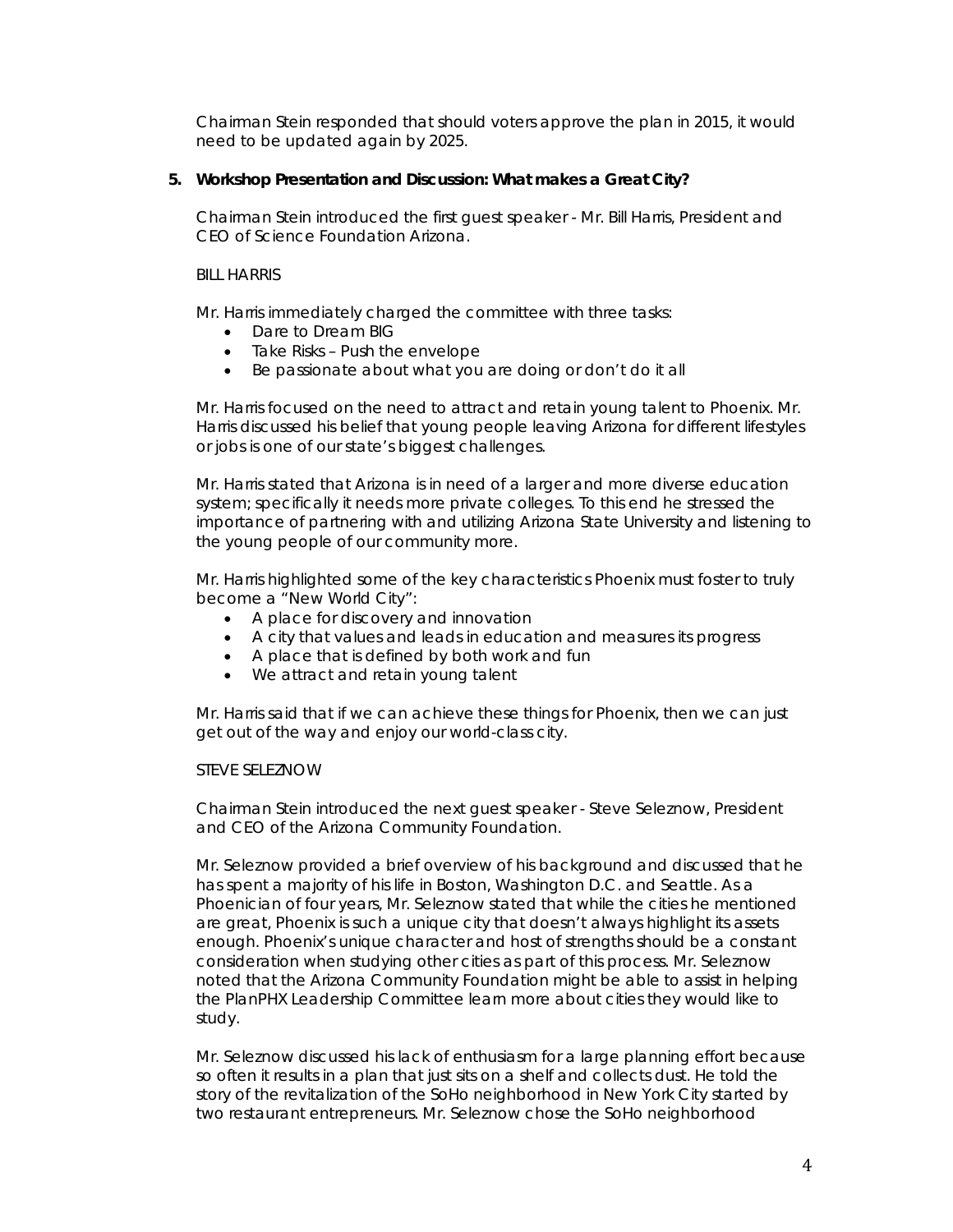Chairman Stein responded that should voters approve the plan in 2015, it would need to be updated again by 2025.

**5. Workshop Presentation and Discussion: What makes a Great City?**

Chairman Stein introduced the first guest speaker - Mr. Bill Harris, President and CEO of Science Foundation Arizona.

BILL HARRIS

Mr. Harris immediately charged the committee with three tasks:

- Dare to Dream BIG
- Take Risks – Push the envelope
- Be passionate about what you are doing or don't do it all

Mr. Harris focused on the need to attract and retain young talent to Phoenix. Mr. Harris discussed his belief that young people leaving Arizona for different lifestyles or jobs is one of our state's biggest challenges.

Mr. Harris stated that Arizona is in need of a larger and more diverse education system; specifically it needs more private colleges. To this end he stressed the importance of partnering with and utilizing Arizona State University and listening to the young people of our community more.

Mr. Harris highlighted some of the key characteristics Phoenix must foster to truly become a "New World City":

- A place for discovery and innovation
- A city that values and leads in education and measures its progress
- A place that is defined by both work and fun
- We attract and retain young talent

Mr. Harris said that if we can achieve these things for Phoenix, then we can just get out of the way and enjoy our world-class city.

STEVE SELEZNOW

Chairman Stein introduced the next guest speaker - Steve Seleznow, President and CEO of the Arizona Community Foundation.

Mr. Seleznow provided a brief overview of his background and discussed that he has spent a majority of his life in Boston, Washington D.C. and Seattle. As a Phoenician of four years, Mr. Seleznow stated that while the cities he mentioned are great, Phoenix is such a unique city that doesn't always highlight its assets enough. Phoenix's unique character and host of strengths should be a constant consideration when studying other cities as part of this process. Mr. Seleznow noted that the Arizona Community Foundation might be able to assist in helping the PlanPHX Leadership Committee learn more about cities they would like to study.

Mr. Seleznow discussed his lack of enthusiasm for a large planning effort because so often it results in a plan that just sits on a shelf and collects dust. He told the story of the revitalization of the SoHo neighborhood in New York City started by two restaurant entrepreneurs. Mr. Seleznow chose the SoHo neighborhood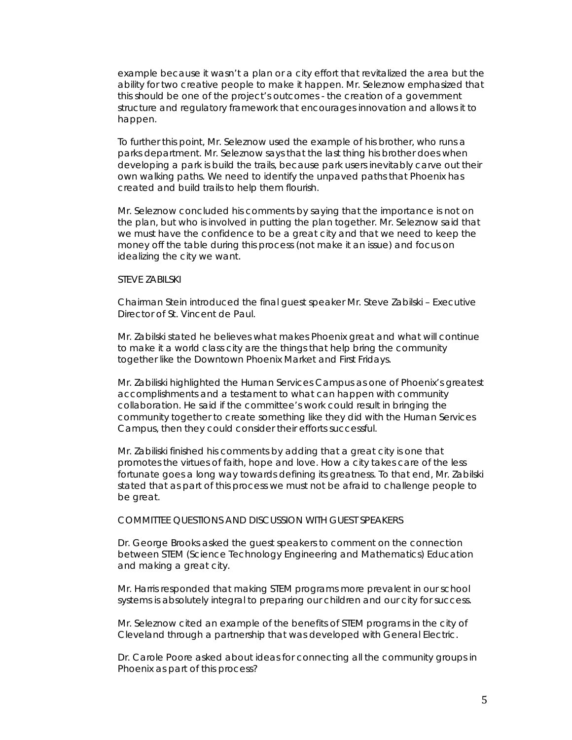example because it wasn't a plan or a city effort that revitalized the area but the ability for two creative people to make it happen. Mr. Seleznow emphasized that this should be one of the project's outcomes - the creation of a government structure and regulatory framework that encourages innovation and allows it to happen.

To further this point, Mr. Seleznow used the example of his brother, who runs a parks department. Mr. Seleznow says that the last thing his brother does when developing a park is build the trails, because park users inevitably carve out their own walking paths. We need to identify the unpaved paths that Phoenix has created and build trails to help them flourish.

Mr. Seleznow concluded his comments by saying that the importance is not on the plan, but who is involved in putting the plan together. Mr. Seleznow said that we must have the confidence to be a great city and that we need to keep the money off the table during this process (not make it an issue) and focus on idealizing the city we want.

STEVE ZABILSKI

Chairman Stein introduced the final guest speaker Mr. Steve Zabilski – Executive Director of St. Vincent de Paul.

Mr. Zabilski stated he believes what makes Phoenix great and what will continue to make it a world class city are the things that help bring the community together like the Downtown Phoenix Market and First Fridays.

Mr. Zabiliski highlighted the Human Services Campus as one of Phoenix's greatest accomplishments and a testament to what can happen with community collaboration. He said if the committee's work could result in bringing the community together to create something like they did with the Human Services Campus, then they could consider their efforts successful.

Mr. Zabiliski finished his comments by adding that a great city is one that promotes the virtues of faith, hope and love. How a city takes care of the less fortunate goes a long way towards defining its greatness. To that end, Mr. Zabilski stated that as part of this process we must not be afraid to challenge people to be great.

COMMITTEE QUESTIONS AND DISCUSSION WITH GUEST SPEAKERS

Dr. George Brooks asked the guest speakers to comment on the connection between STEM (Science Technology Engineering and Mathematics) Education and making a great city.

Mr. Harris responded that making STEM programs more prevalent in our school systems is absolutely integral to preparing our children and our city for success.

Mr. Seleznow cited an example of the benefits of STEM programs in the city of Cleveland through a partnership that was developed with General Electric.

Dr. Carole Poore asked about ideas for connecting all the community groups in Phoenix as part of this process?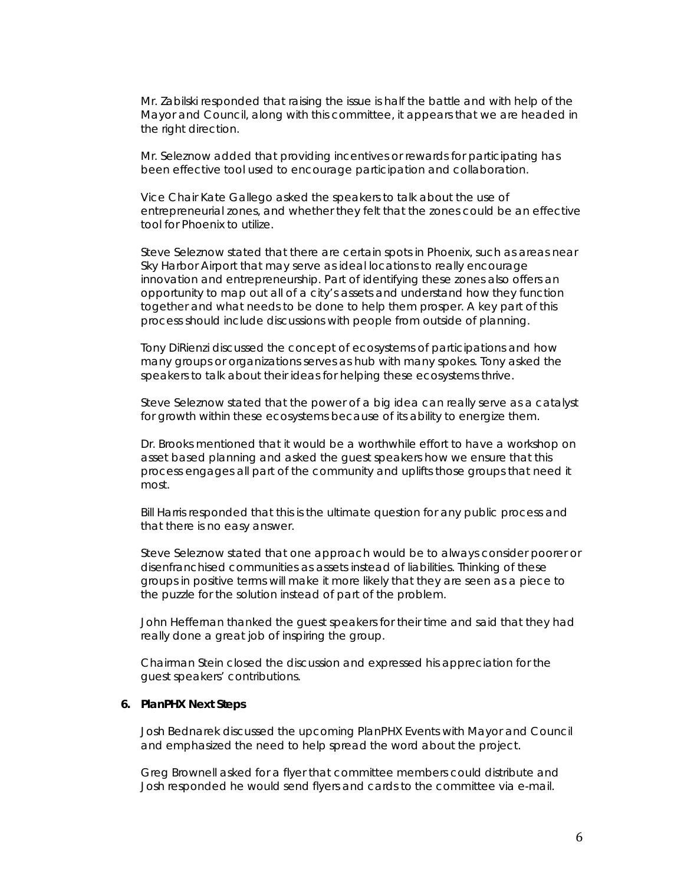Mr. Zabilski responded that raising the issue is half the battle and with help of the Mayor and Council, along with this committee, it appears that we are headed in the right direction.

Mr. Seleznow added that providing incentives or rewards for participating has been effective tool used to encourage participation and collaboration.

Vice Chair Kate Gallego asked the speakers to talk about the use of entrepreneurial zones, and whether they felt that the zones could be an effective tool for Phoenix to utilize.

Steve Seleznow stated that there are certain spots in Phoenix, such as areas near Sky Harbor Airport that may serve as ideal locations to really encourage innovation and entrepreneurship. Part of identifying these zones also offers an opportunity to map out all of a city's assets and understand how they function together and what needs to be done to help them prosper. A key part of this process should include discussions with people from outside of planning.

Tony DiRienzi discussed the concept of ecosystems of participations and how many groups or organizations serves as hub with many spokes. Tony asked the speakers to talk about their ideas for helping these ecosystems thrive.

Steve Seleznow stated that the power of a big idea can really serve as a catalyst for growth within these ecosystems because of its ability to energize them.

Dr. Brooks mentioned that it would be a worthwhile effort to have a workshop on asset based planning and asked the guest speakers how we ensure that this process engages all part of the community and uplifts those groups that need it most.

Bill Harris responded that this is the ultimate question for any public process and that there is no easy answer.

Steve Seleznow stated that one approach would be to always consider poorer or disenfranchised communities as assets instead of liabilities. Thinking of these groups in positive terms will make it more likely that they are seen as a piece to the puzzle for the solution instead of part of the problem.

John Heffernan thanked the guest speakers for their time and said that they had really done a great job of inspiring the group.

Chairman Stein closed the discussion and expressed his appreciation for the guest speakers' contributions.

**6. PlanPHX Next Steps**

Josh Bednarek discussed the upcoming PlanPHX Events with Mayor and Council and emphasized the need to help spread the word about the project.

Greg Brownell asked for a flyer that committee members could distribute and Josh responded he would send flyers and cards to the committee via e-mail.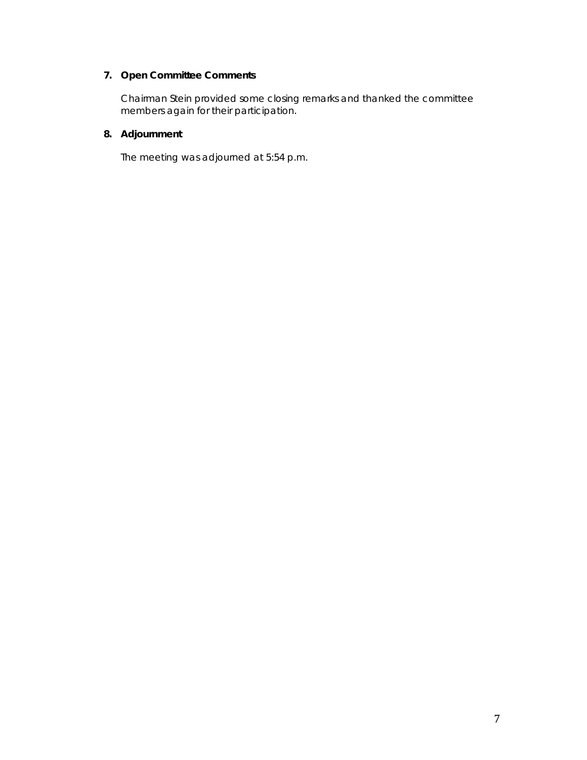**7. Open Committee Comments**

Chairman Stein provided some closing remarks and thanked the committee members again for their participation.

**8. Adjournment**

The meeting was adjourned at 5:54 p.m.